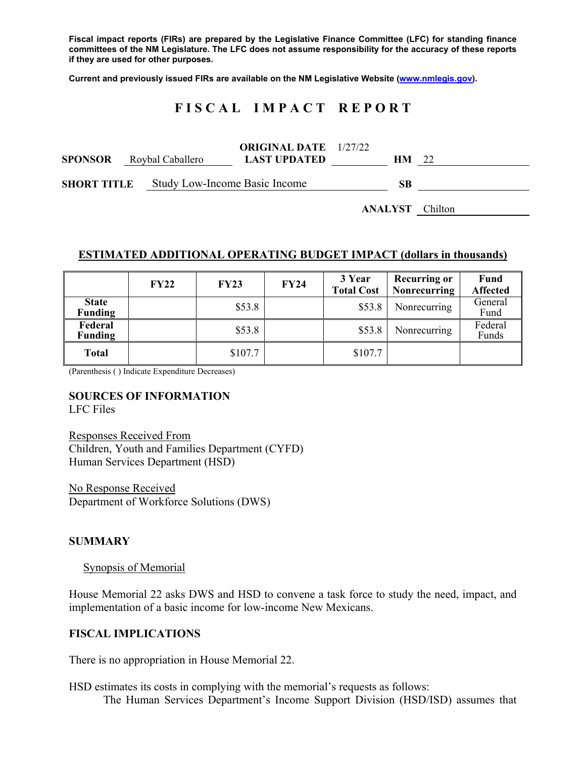**Fiscal impact reports (FIRs) are prepared by the Legislative Finance Committee (LFC) for standing finance committees of the NM Legislature. The LFC does not assume responsibility for the accuracy of these reports if they are used for other purposes.**

**Current and previously issued FIRs are available on the NM Legislative Website (www.nmlegis.gov).**

# FISCAL IMPACT REPORT

| | | | | | |
|---|---|---|---|---|---|
| **SPONSOR** | Roybal Caballero | **ORIGINAL DATE** / **LAST UPDATED** | 1/27/22 | **HM** | 22 |
| **SHORT TITLE** | Study Low-Income Basic Income | | | **SB** | |
| | | | | **ANALYST** | Chilton |

## ESTIMATED ADDITIONAL OPERATING BUDGET IMPACT (dollars in thousands)

| | FY22 | FY23 | FY24 | 3 Year Total Cost | Recurring or Nonrecurring | Fund Affected |
|---|---|---|---|---|---|---|
| **State Funding** | | $53.8 | | $53.8 | Nonrecurring | General Fund |
| **Federal Funding** | | $53.8 | | $53.8 | Nonrecurring | Federal Funds |
| **Total** | | $107.7 | | $107.7 | | |

(Parenthesis ( ) Indicate Expenditure Decreases)

## SOURCES OF INFORMATION

LFC Files

Responses Received From
Children, Youth and Families Department (CYFD)
Human Services Department (HSD)

No Response Received
Department of Workforce Solutions (DWS)

## SUMMARY

Synopsis of Memorial

House Memorial 22 asks DWS and HSD to convene a task force to study the need, impact, and implementation of a basic income for low-income New Mexicans.

## FISCAL IMPLICATIONS

There is no appropriation in House Memorial 22.

HSD estimates its costs in complying with the memorial's requests as follows:

The Human Services Department's Income Support Division (HSD/ISD) assumes that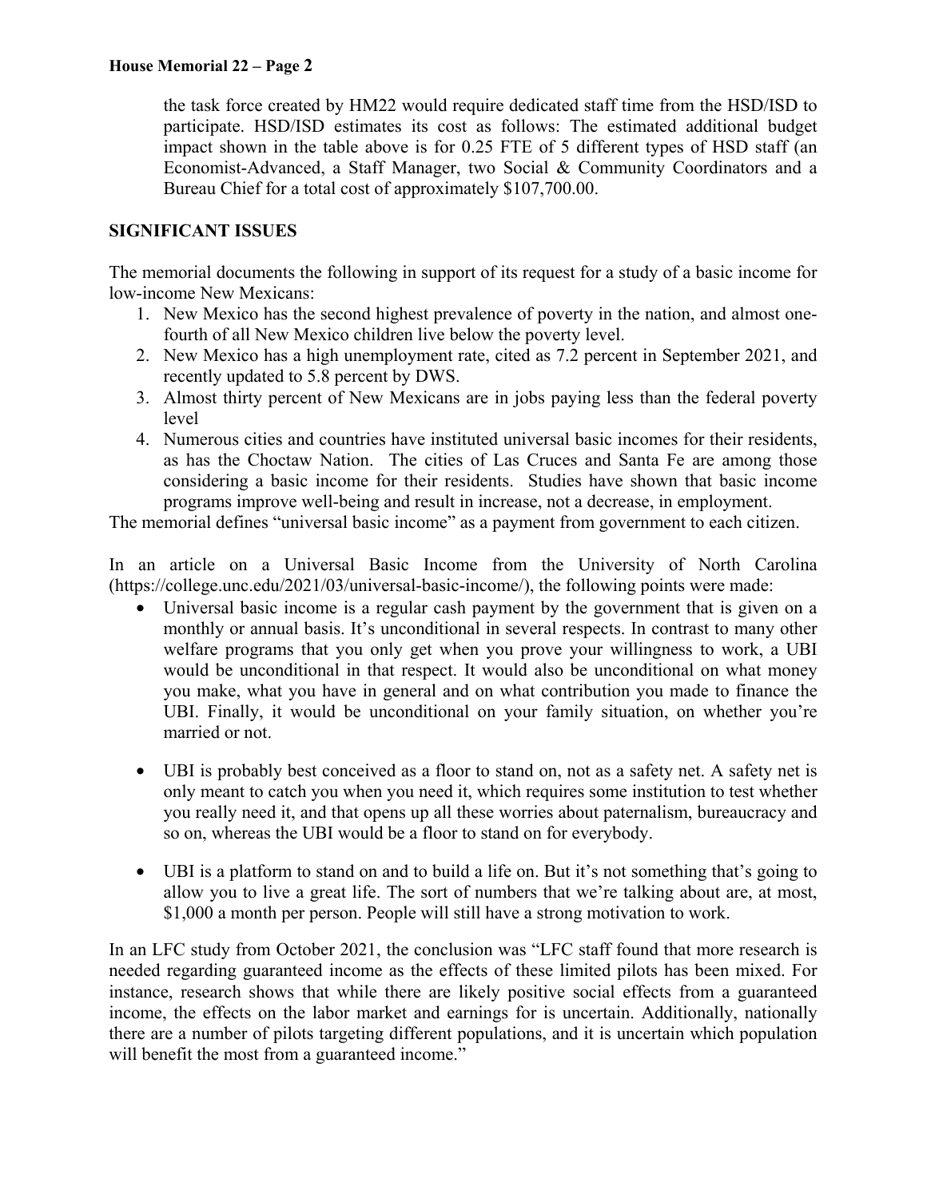the task force created by HM22 would require dedicated staff time from the HSD/ISD to participate. HSD/ISD estimates its cost as follows: The estimated additional budget impact shown in the table above is for 0.25 FTE of 5 different types of HSD staff (an Economist-Advanced, a Staff Manager, two Social & Community Coordinators and a Bureau Chief for a total cost of approximately $107,700.00.

## SIGNIFICANT ISSUES

The memorial documents the following in support of its request for a study of a basic income for low-income New Mexicans:

1. New Mexico has the second highest prevalence of poverty in the nation, and almost one-fourth of all New Mexico children live below the poverty level.
2. New Mexico has a high unemployment rate, cited as 7.2 percent in September 2021, and recently updated to 5.8 percent by DWS.
3. Almost thirty percent of New Mexicans are in jobs paying less than the federal poverty level
4. Numerous cities and countries have instituted universal basic incomes for their residents, as has the Choctaw Nation. The cities of Las Cruces and Santa Fe are among those considering a basic income for their residents. Studies have shown that basic income programs improve well-being and result in increase, not a decrease, in employment.

The memorial defines "universal basic income" as a payment from government to each citizen.

In an article on a Universal Basic Income from the University of North Carolina (https://college.unc.edu/2021/03/universal-basic-income/), the following points were made:

- Universal basic income is a regular cash payment by the government that is given on a monthly or annual basis. It's unconditional in several respects. In contrast to many other welfare programs that you only get when you prove your willingness to work, a UBI would be unconditional in that respect. It would also be unconditional on what money you make, what you have in general and on what contribution you made to finance the UBI. Finally, it would be unconditional on your family situation, on whether you're married or not.

- UBI is probably best conceived as a floor to stand on, not as a safety net. A safety net is only meant to catch you when you need it, which requires some institution to test whether you really need it, and that opens up all these worries about paternalism, bureaucracy and so on, whereas the UBI would be a floor to stand on for everybody.

- UBI is a platform to stand on and to build a life on. But it's not something that's going to allow you to live a great life. The sort of numbers that we're talking about are, at most, $1,000 a month per person. People will still have a strong motivation to work.

In an LFC study from October 2021, the conclusion was "LFC staff found that more research is needed regarding guaranteed income as the effects of these limited pilots has been mixed. For instance, research shows that while there are likely positive social effects from a guaranteed income, the effects on the labor market and earnings for is uncertain. Additionally, nationally there are a number of pilots targeting different populations, and it is uncertain which population will benefit the most from a guaranteed income."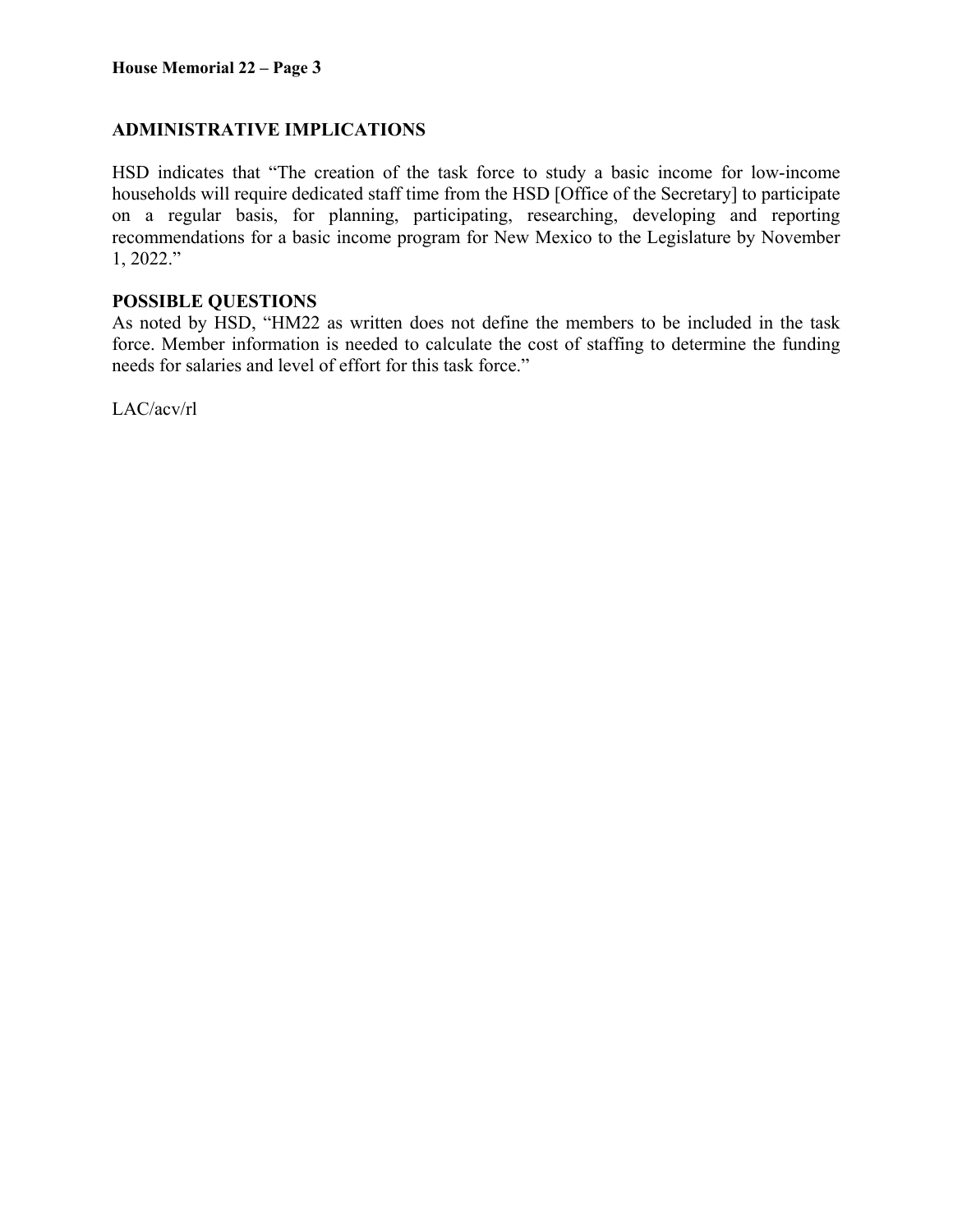**ADMINISTRATIVE IMPLICATIONS**

HSD indicates that "The creation of the task force to study a basic income for low-income households will require dedicated staff time from the HSD [Office of the Secretary] to participate on a regular basis, for planning, participating, researching, developing and reporting recommendations for a basic income program for New Mexico to the Legislature by November 1, 2022."

**POSSIBLE QUESTIONS**

As noted by HSD, "HM22 as written does not define the members to be included in the task force. Member information is needed to calculate the cost of staffing to determine the funding needs for salaries and level of effort for this task force."

LAC/acv/rl